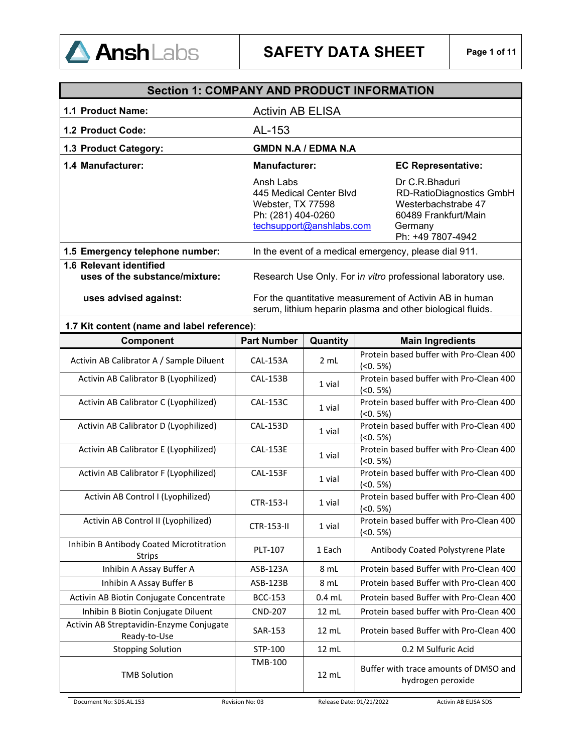# SAFETY DATA SHEET

## Section 1: COMPANY AND PRODUCT INFORMATION

| | |
|---|---|
| **1.1 Product Name:** | Activin AB ELISA |
| **1.2 Product Code:** | AL-153 |
| **1.3 Product Category:** | **GMDN N.A / EDMA N.A** |
| **1.4 Manufacturer:** | **Manufacturer:**<br>Ansh Labs<br>445 Medical Center Blvd<br>Webster, TX 77598<br>Ph: (281) 404-0260<br>techsupport@anshlabs.com<br><br>**EC Representative:**<br>Dr C.R.Bhaduri<br>RD-RatioDiagnostics GmbH<br>Westerbachstrabe 47<br>60489 Frankfurt/Main<br>Germany<br>Ph: +49 7807-4942 |
| **1.5 Emergency telephone number:** | In the event of a medical emergency, please dial 911. |
| **1.6 Relevant identified uses of the substance/mixture:** | Research Use Only. For i*n vitro* professional laboratory use. |
| **uses advised against:** | For the quantitative measurement of Activin AB in human serum, lithium heparin plasma and other biological fluids. |

**1.7 Kit content (name and label reference)**:

| Component | Part Number | Quantity | Main Ingredients |
|---|---|---|---|
| Activin AB Calibrator A / Sample Diluent | CAL-153A | 2 mL | Protein based buffer with Pro-Clean 400 (<0. 5%) |
| Activin AB Calibrator B (Lyophilized) | CAL-153B | 1 vial | Protein based buffer with Pro-Clean 400 (<0. 5%) |
| Activin AB Calibrator C (Lyophilized) | CAL-153C | 1 vial | Protein based buffer with Pro-Clean 400 (<0. 5%) |
| Activin AB Calibrator D (Lyophilized) | CAL-153D | 1 vial | Protein based buffer with Pro-Clean 400 (<0. 5%) |
| Activin AB Calibrator E (Lyophilized) | CAL-153E | 1 vial | Protein based buffer with Pro-Clean 400 (<0. 5%) |
| Activin AB Calibrator F (Lyophilized) | CAL-153F | 1 vial | Protein based buffer with Pro-Clean 400 (<0. 5%) |
| Activin AB Control I (Lyophilized) | CTR-153-I | 1 vial | Protein based buffer with Pro-Clean 400 (<0. 5%) |
| Activin AB Control II (Lyophilized) | CTR-153-II | 1 vial | Protein based buffer with Pro-Clean 400 (<0. 5%) |
| Inhibin B Antibody Coated Microtitration Strips | PLT-107 | 1 Each | Antibody Coated Polystyrene Plate |
| Inhibin A Assay Buffer A | ASB-123A | 8 mL | Protein based Buffer with Pro-Clean 400 |
| Inhibin A Assay Buffer B | ASB-123B | 8 mL | Protein based Buffer with Pro-Clean 400 |
| Activin AB Biotin Conjugate Concentrate | BCC-153 | 0.4 mL | Protein based Buffer with Pro-Clean 400 |
| Inhibin B Biotin Conjugate Diluent | CND-207 | 12 mL | Protein based buffer with Pro-Clean 400 |
| Activin AB Streptavidin-Enzyme Conjugate Ready-to-Use | SAR-153 | 12 mL | Protein based Buffer with Pro-Clean 400 |
| Stopping Solution | STP-100 | 12 mL | 0.2 M Sulfuric Acid |
| TMB Solution | TMB-100 | 12 mL | Buffer with trace amounts of DMSO and hydrogen peroxide |

Document No: SDS.AL.153 Revision No: 03 Release Date: 01/21/2022 Activin AB ELISA SDS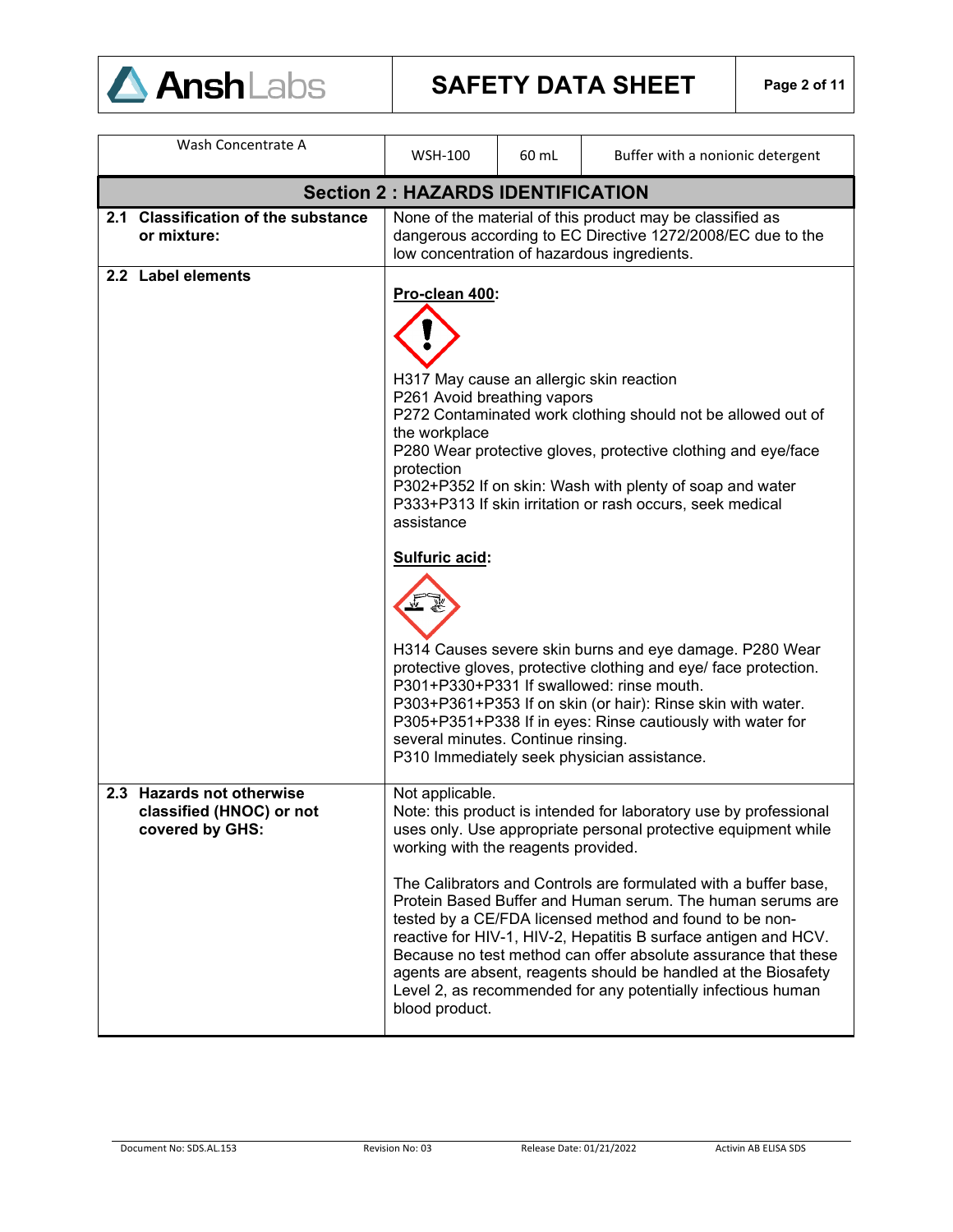| Wash Concentrate A | WSH-100 | 60 mL | Buffer with a nonionic detergent |
|---|---|---|---|

## Section 2 : HAZARDS IDENTIFICATION

| | |
|---|---|
| **2.1 Classification of the substance or mixture:** | None of the material of this product may be classified as dangerous according to EC Directive 1272/2008/EC due to the low concentration of hazardous ingredients. |
| **2.2 Label elements** | **Pro-clean 400:**<br><br>H317 May cause an allergic skin reaction<br>P261 Avoid breathing vapors<br>P272 Contaminated work clothing should not be allowed out of the workplace<br>P280 Wear protective gloves, protective clothing and eye/face protection<br>P302+P352 If on skin: Wash with plenty of soap and water<br>P333+P313 If skin irritation or rash occurs, seek medical assistance<br><br>**Sulfuric acid:**<br><br>H314 Causes severe skin burns and eye damage. P280 Wear protective gloves, protective clothing and eye/ face protection.<br>P301+P330+P331 If swallowed: rinse mouth.<br>P303+P361+P353 If on skin (or hair): Rinse skin with water.<br>P305+P351+P338 If in eyes: Rinse cautiously with water for several minutes. Continue rinsing.<br>P310 Immediately seek physician assistance. |
| **2.3 Hazards not otherwise classified (HNOC) or not covered by GHS:** | Not applicable.<br>Note: this product is intended for laboratory use by professional uses only. Use appropriate personal protective equipment while working with the reagents provided.<br><br>The Calibrators and Controls are formulated with a buffer base, Protein Based Buffer and Human serum. The human serums are tested by a CE/FDA licensed method and found to be non-reactive for HIV-1, HIV-2, Hepatitis B surface antigen and HCV. Because no test method can offer absolute assurance that these agents are absent, reagents should be handled at the Biosafety Level 2, as recommended for any potentially infectious human blood product. |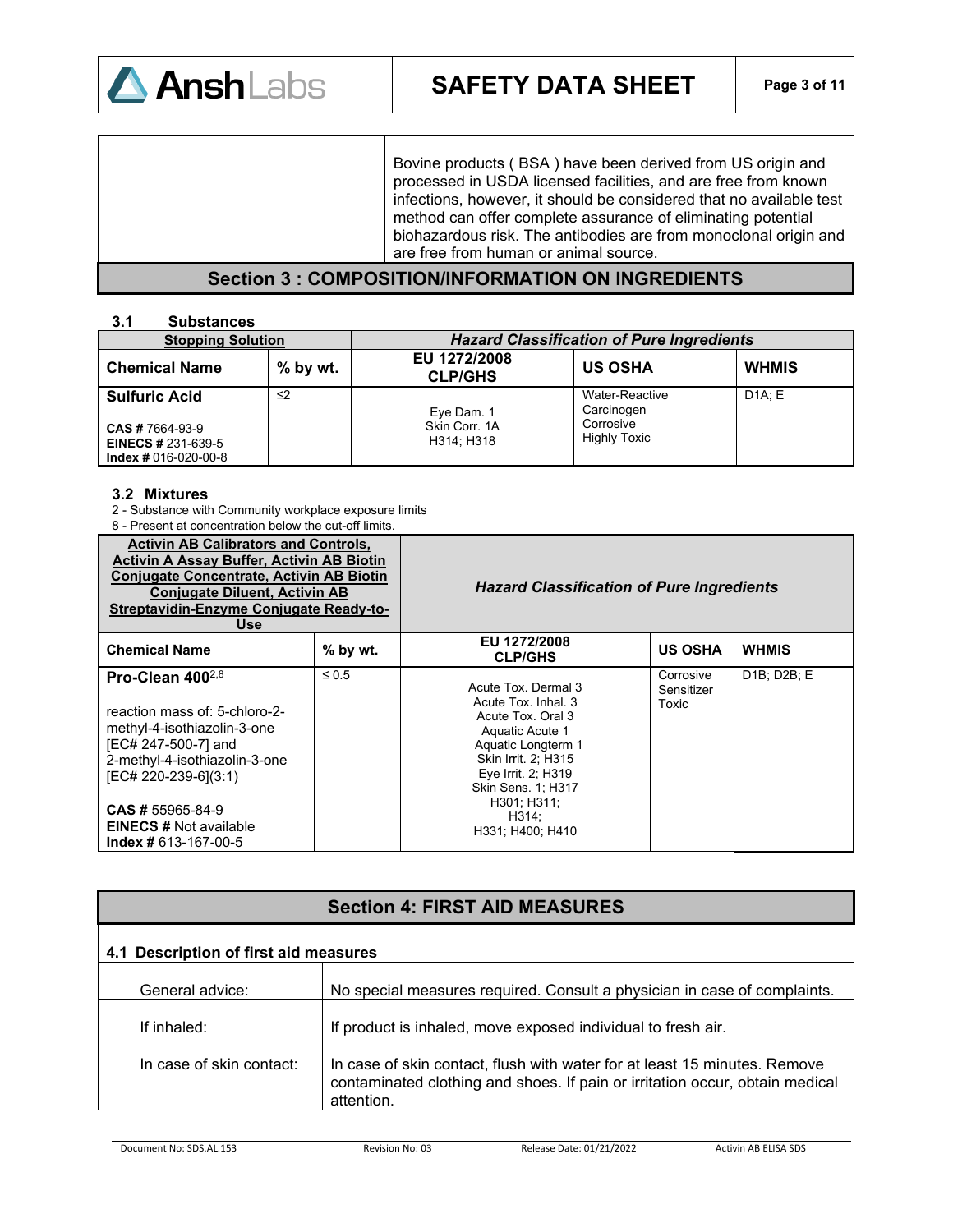| | Bovine products ( BSA ) have been derived from US origin and processed in USDA licensed facilities, and are free from known infections, however, it should be considered that no available test method can offer complete assurance of eliminating potential biohazardous risk. The antibodies are from monoclonal origin and are free from human or animal source. |
|---|---|

## Section 3 : COMPOSITION/INFORMATION ON INGREDIENTS

### 3.1 Substances

| **Stopping Solution** | | ***Hazard Classification of Pure Ingredients*** | | |
|---|---|---|---|---|
| **Chemical Name** | **% by wt.** | **EU 1272/2008 CLP/GHS** | **US OSHA** | **WHMIS** |
| **Sulfuric Acid**<br><br>**CAS #** 7664-93-9<br>**EINECS #** 231-639-5<br>**Index #** 016-020-00-8 | ≤2 | Eye Dam. 1<br>Skin Corr. 1A<br>H314; H318 | Water-Reactive<br>Carcinogen<br>Corrosive<br>Highly Toxic | D1A; E |

### 3.2 Mixtures

2 - Substance with Community workplace exposure limits
8 - Present at concentration below the cut-off limits.

| **Activin AB Calibrators and Controls, Activin A Assay Buffer, Activin AB Biotin Conjugate Concentrate, Activin AB Biotin Conjugate Diluent, Activin AB Streptavidin-Enzyme Conjugate Ready-to-Use** | | ***Hazard Classification of Pure Ingredients*** | | |
|---|---|---|---|---|
| **Chemical Name** | **% by wt.** | **EU 1272/2008 CLP/GHS** | **US OSHA** | **WHMIS** |
| **Pro-Clean 400**[2,8]<br><br>reaction mass of: 5-chloro-2-methyl-4-isothiazolin-3-one [EC# 247-500-7] and 2-methyl-4-isothiazolin-3-one [EC# 220-239-6](3:1)<br><br>**CAS #** 55965-84-9<br>**EINECS #** Not available<br>**Index #** 613-167-00-5 | ≤ 0.5 | Acute Tox. Dermal 3<br>Acute Tox. Inhal. 3<br>Acute Tox. Oral 3<br>Aquatic Acute 1<br>Aquatic Longterm 1<br>Skin Irrit. 2; H315<br>Eye Irrit. 2; H319<br>Skin Sens. 1; H317<br>H301; H311;<br>H314;<br>H331; H400; H410 | Corrosive<br>Sensitizer<br>Toxic | D1B; D2B; E |

## Section 4: FIRST AID MEASURES

### 4.1 Description of first aid measures

| | |
|---|---|
| General advice: | No special measures required. Consult a physician in case of complaints. |
| If inhaled: | If product is inhaled, move exposed individual to fresh air. |
| In case of skin contact: | In case of skin contact, flush with water for at least 15 minutes. Remove contaminated clothing and shoes. If pain or irritation occur, obtain medical attention. |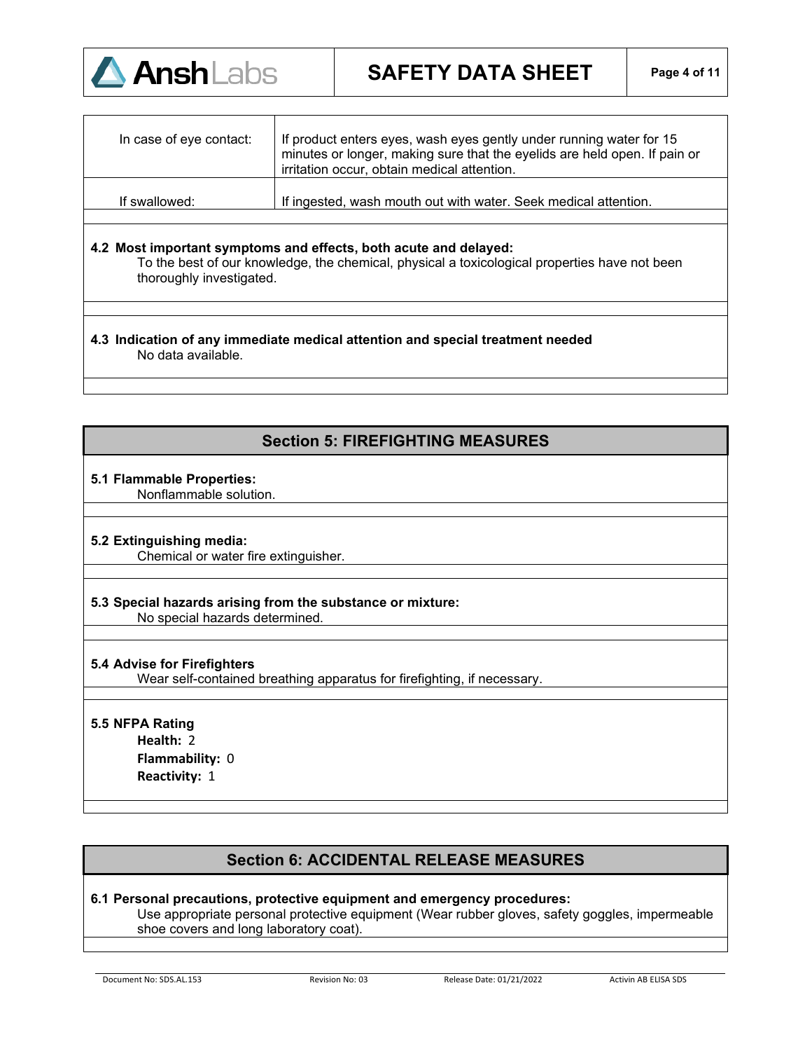| | |
|---|---|
| In case of eye contact: | If product enters eyes, wash eyes gently under running water for 15 minutes or longer, making sure that the eyelids are held open. If pain or irritation occur, obtain medical attention. |
| If swallowed: | If ingested, wash mouth out with water. Seek medical attention. |

**4.2 Most important symptoms and effects, both acute and delayed:**

To the best of our knowledge, the chemical, physical a toxicological properties have not been thoroughly investigated.

**4.3 Indication of any immediate medical attention and special treatment needed**

No data available.

## Section 5: FIREFIGHTING MEASURES

**5.1 Flammable Properties:**

Nonflammable solution.

**5.2 Extinguishing media:**

Chemical or water fire extinguisher.

**5.3 Special hazards arising from the substance or mixture:**

No special hazards determined.

**5.4 Advise for Firefighters**

Wear self-contained breathing apparatus for firefighting, if necessary.

**5.5 NFPA Rating**

**Health:** 2
**Flammability:** 0
**Reactivity:** 1

## Section 6: ACCIDENTAL RELEASE MEASURES

**6.1 Personal precautions, protective equipment and emergency procedures:**

Use appropriate personal protective equipment (Wear rubber gloves, safety goggles, impermeable shoe covers and long laboratory coat).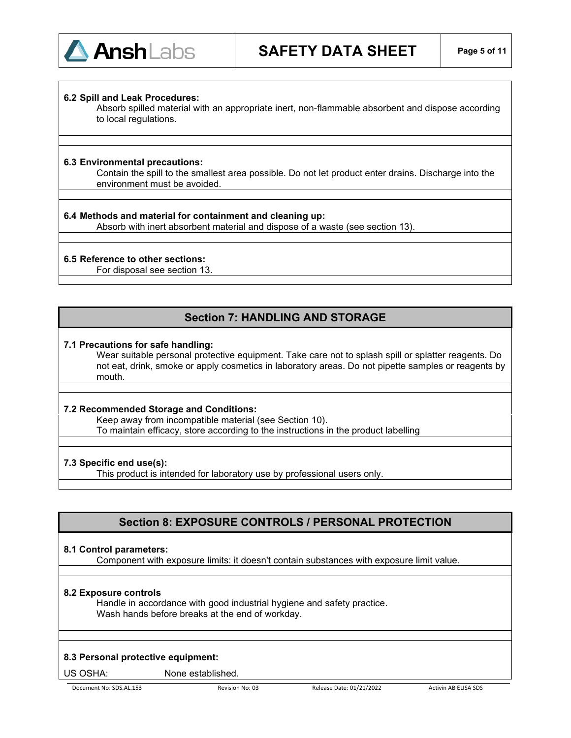**6.2 Spill and Leak Procedures:**

Absorb spilled material with an appropriate inert, non-flammable absorbent and dispose according to local regulations.

**6.3 Environmental precautions:**

Contain the spill to the smallest area possible. Do not let product enter drains. Discharge into the environment must be avoided.

**6.4 Methods and material for containment and cleaning up:**

Absorb with inert absorbent material and dispose of a waste (see section 13).

**6.5 Reference to other sections:**

For disposal see section 13.

## Section 7: HANDLING AND STORAGE

**7.1 Precautions for safe handling:**

Wear suitable personal protective equipment. Take care not to splash spill or splatter reagents. Do not eat, drink, smoke or apply cosmetics in laboratory areas. Do not pipette samples or reagents by mouth.

**7.2 Recommended Storage and Conditions:**

Keep away from incompatible material (see Section 10).
To maintain efficacy, store according to the instructions in the product labelling

**7.3 Specific end use(s):**

This product is intended for laboratory use by professional users only.

## Section 8: EXPOSURE CONTROLS / PERSONAL PROTECTION

**8.1 Control parameters:**

Component with exposure limits: it doesn't contain substances with exposure limit value.

**8.2 Exposure controls**

Handle in accordance with good industrial hygiene and safety practice.
Wash hands before breaks at the end of workday.

**8.3 Personal protective equipment:**

US OSHA: None established.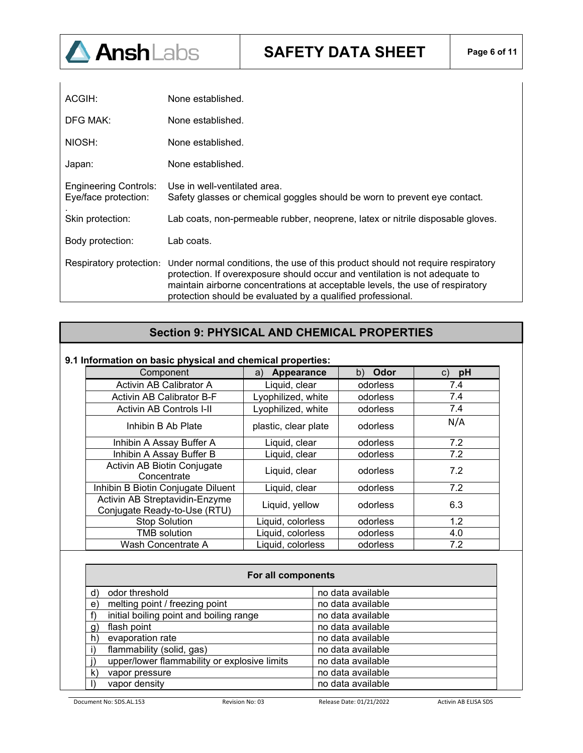ACGIH: None established.

DFG MAK: None established.

NIOSH: None established.

Japan: None established.

Engineering Controls: Use in well-ventilated area.

Eye/face protection: Safety glasses or chemical goggles should be worn to prevent eye contact.

Skin protection: Lab coats, non-permeable rubber, neoprene, latex or nitrile disposable gloves.

Body protection: Lab coats.

Respiratory protection: Under normal conditions, the use of this product should not require respiratory protection. If overexposure should occur and ventilation is not adequate to maintain airborne concentrations at acceptable levels, the use of respiratory protection should be evaluated by a qualified professional.

## Section 9: PHYSICAL AND CHEMICAL PROPERTIES

**9.1 Information on basic physical and chemical properties:**

| Component | a) **Appearance** | b) **Odor** | c) **pH** |
|---|---|---|---|
| Activin AB Calibrator A | Liquid, clear | odorless | 7.4 |
| Activin AB Calibrator B-F | Lyophilized, white | odorless | 7.4 |
| Activin AB Controls I-II | Lyophilized, white | odorless | 7.4 |
| Inhibin B Ab Plate | plastic, clear plate | odorless | N/A |
| Inhibin A Assay Buffer A | Liquid, clear | odorless | 7.2 |
| Inhibin A Assay Buffer B | Liquid, clear | odorless | 7.2 |
| Activin AB Biotin Conjugate Concentrate | Liquid, clear | odorless | 7.2 |
| Inhibin B Biotin Conjugate Diluent | Liquid, clear | odorless | 7.2 |
| Activin AB Streptavidin-Enzyme Conjugate Ready-to-Use (RTU) | Liquid, yellow | odorless | 6.3 |
| Stop Solution | Liquid, colorless | odorless | 1.2 |
| TMB solution | Liquid, colorless | odorless | 4.0 |
| Wash Concentrate A | Liquid, colorless | odorless | 7.2 |

| **For all components** | |
|---|---|
| d) odor threshold | no data available |
| e) melting point / freezing point | no data available |
| f) initial boiling point and boiling range | no data available |
| g) flash point | no data available |
| h) evaporation rate | no data available |
| i) flammability (solid, gas) | no data available |
| j) upper/lower flammability or explosive limits | no data available |
| k) vapor pressure | no data available |
| l) vapor density | no data available |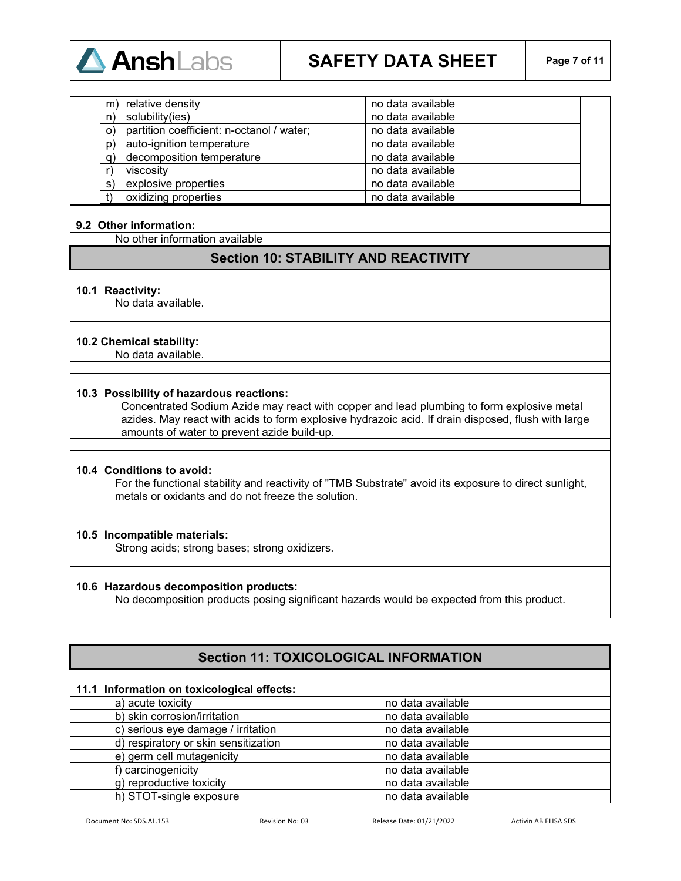| | |
|---|---|
| m) relative density | no data available |
| n) solubility(ies) | no data available |
| o) partition coefficient: n-octanol / water; | no data available |
| p) auto-ignition temperature | no data available |
| q) decomposition temperature | no data available |
| r) viscosity | no data available |
| s) explosive properties | no data available |
| t) oxidizing properties | no data available |

**9.2 Other information:**

No other information available

## Section 10: STABILITY AND REACTIVITY

**10.1 Reactivity:**

No data available.

**10.2 Chemical stability:**

No data available.

**10.3 Possibility of hazardous reactions:**

Concentrated Sodium Azide may react with copper and lead plumbing to form explosive metal azides. May react with acids to form explosive hydrazoic acid. If drain disposed, flush with large amounts of water to prevent azide build-up.

**10.4 Conditions to avoid:**

For the functional stability and reactivity of "TMB Substrate" avoid its exposure to direct sunlight, metals or oxidants and do not freeze the solution.

**10.5 Incompatible materials:**

Strong acids; strong bases; strong oxidizers.

**10.6 Hazardous decomposition products:**

No decomposition products posing significant hazards would be expected from this product.

## Section 11: TOXICOLOGICAL INFORMATION

**11.1 Information on toxicological effects:**

| | |
|---|---|
| a) acute toxicity | no data available |
| b) skin corrosion/irritation | no data available |
| c) serious eye damage / irritation | no data available |
| d) respiratory or skin sensitization | no data available |
| e) germ cell mutagenicity | no data available |
| f) carcinogenicity | no data available |
| g) reproductive toxicity | no data available |
| h) STOT-single exposure | no data available |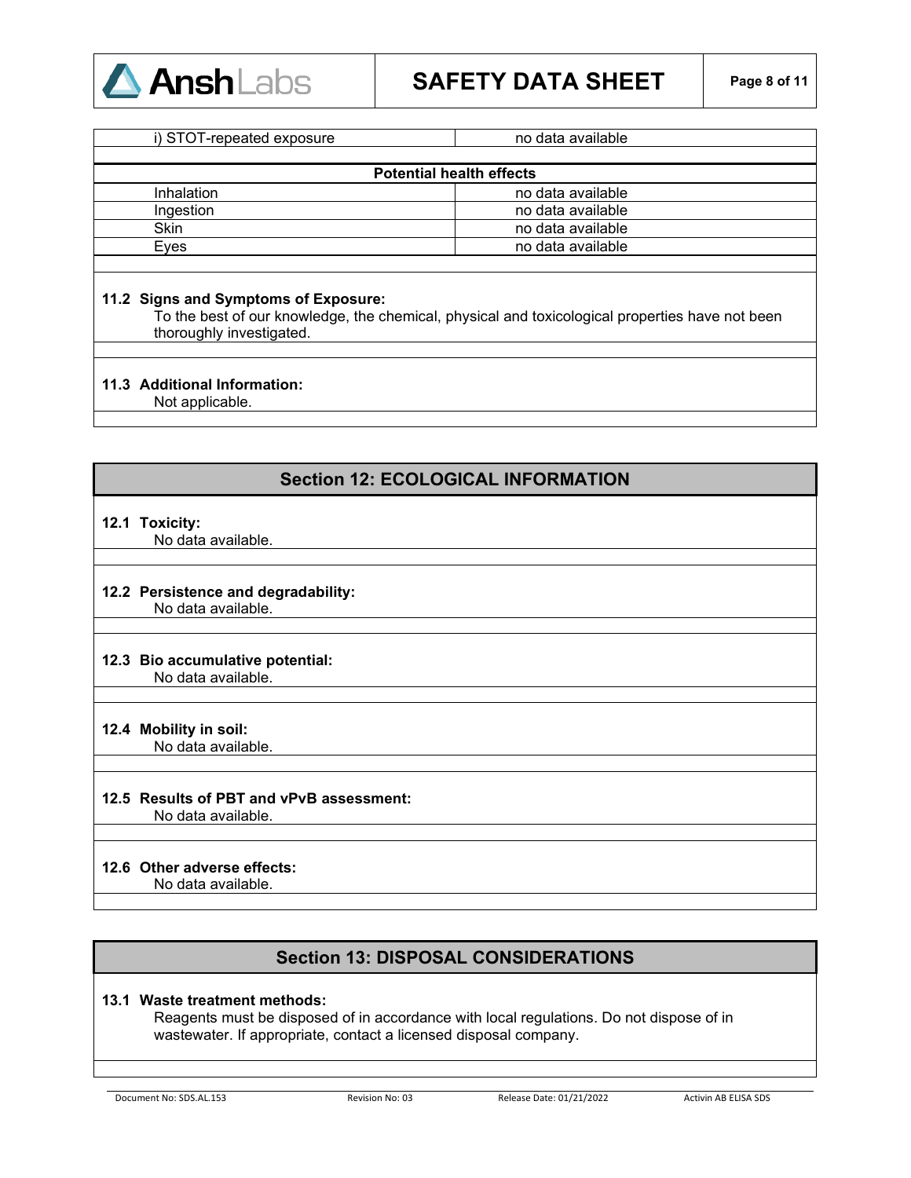| i) STOT-repeated exposure | no data available |
| --- | --- |

| Potential health effects | |
| --- | --- |
| Inhalation | no data available |
| Ingestion | no data available |
| Skin | no data available |
| Eyes | no data available |

**11.2 Signs and Symptoms of Exposure:**

To the best of our knowledge, the chemical, physical and toxicological properties have not been thoroughly investigated.

**11.3 Additional Information:**

Not applicable.

## Section 12: ECOLOGICAL INFORMATION

**12.1 Toxicity:**

No data available.

**12.2 Persistence and degradability:**

No data available.

**12.3 Bio accumulative potential:**

No data available.

**12.4 Mobility in soil:**

No data available.

**12.5 Results of PBT and vPvB assessment:**

No data available.

**12.6 Other adverse effects:**

No data available.

## Section 13: DISPOSAL CONSIDERATIONS

**13.1 Waste treatment methods:**

Reagents must be disposed of in accordance with local regulations. Do not dispose of in wastewater. If appropriate, contact a licensed disposal company.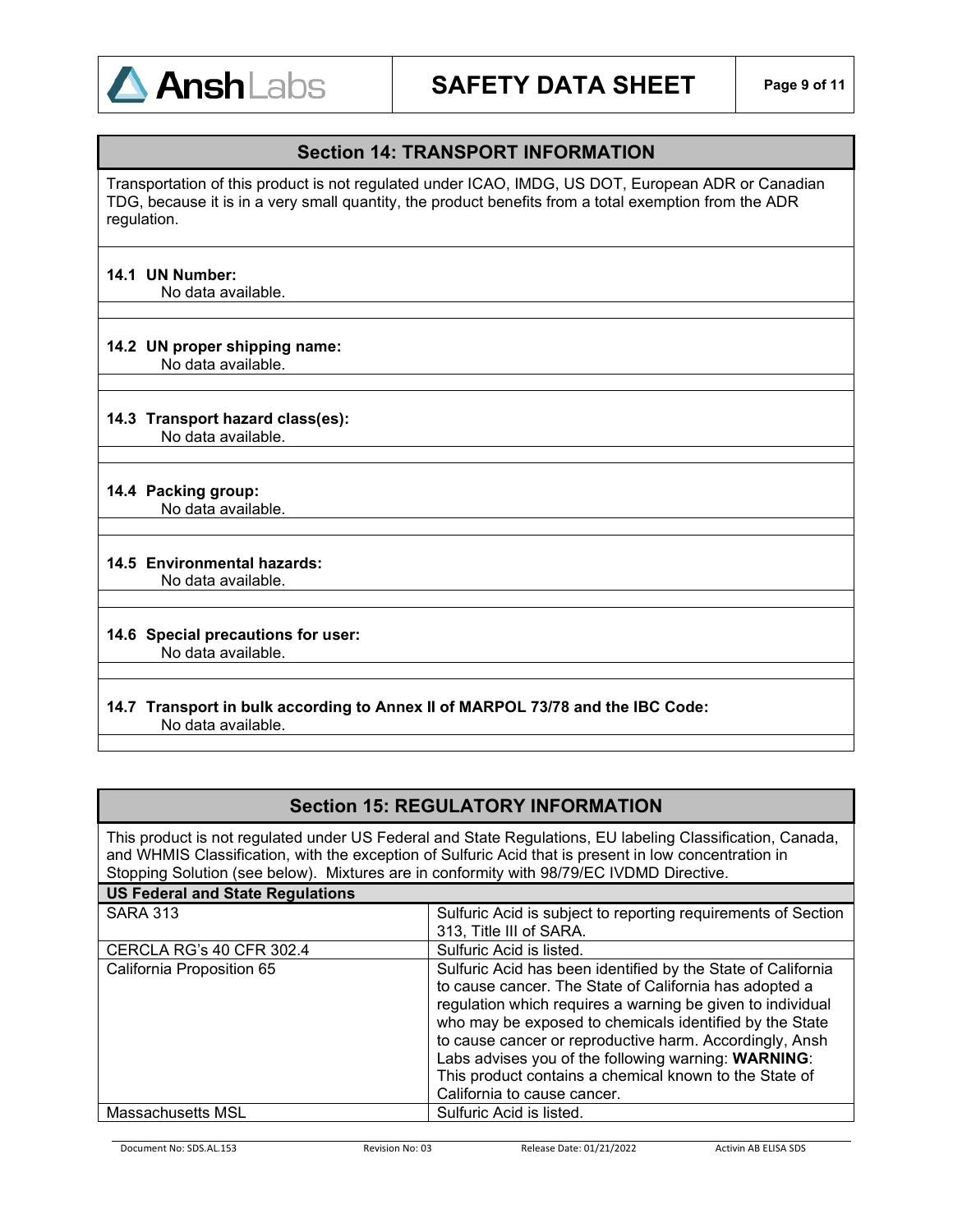## Section 14: TRANSPORT INFORMATION

Transportation of this product is not regulated under ICAO, IMDG, US DOT, European ADR or Canadian TDG, because it is in a very small quantity, the product benefits from a total exemption from the ADR regulation.

**14.1 UN Number:**
No data available.

**14.2 UN proper shipping name:**
No data available.

**14.3 Transport hazard class(es):**
No data available.

**14.4 Packing group:**
No data available.

**14.5 Environmental hazards:**
No data available.

**14.6 Special precautions for user:**
No data available.

**14.7 Transport in bulk according to Annex II of MARPOL 73/78 and the IBC Code:**
No data available.

## Section 15: REGULATORY INFORMATION

This product is not regulated under US Federal and State Regulations, EU labeling Classification, Canada, and WHMIS Classification, with the exception of Sulfuric Acid that is present in low concentration in Stopping Solution (see below). Mixtures are in conformity with 98/79/EC IVDMD Directive.

| US Federal and State Regulations | |
|---|---|
| SARA 313 | Sulfuric Acid is subject to reporting requirements of Section 313, Title III of SARA. |
| CERCLA RG's 40 CFR 302.4 | Sulfuric Acid is listed. |
| California Proposition 65 | Sulfuric Acid has been identified by the State of California to cause cancer. The State of California has adopted a regulation which requires a warning be given to individual who may be exposed to chemicals identified by the State to cause cancer or reproductive harm. Accordingly, Ansh Labs advises you of the following warning: **WARNING**: This product contains a chemical known to the State of California to cause cancer. |
| Massachusetts MSL | Sulfuric Acid is listed. |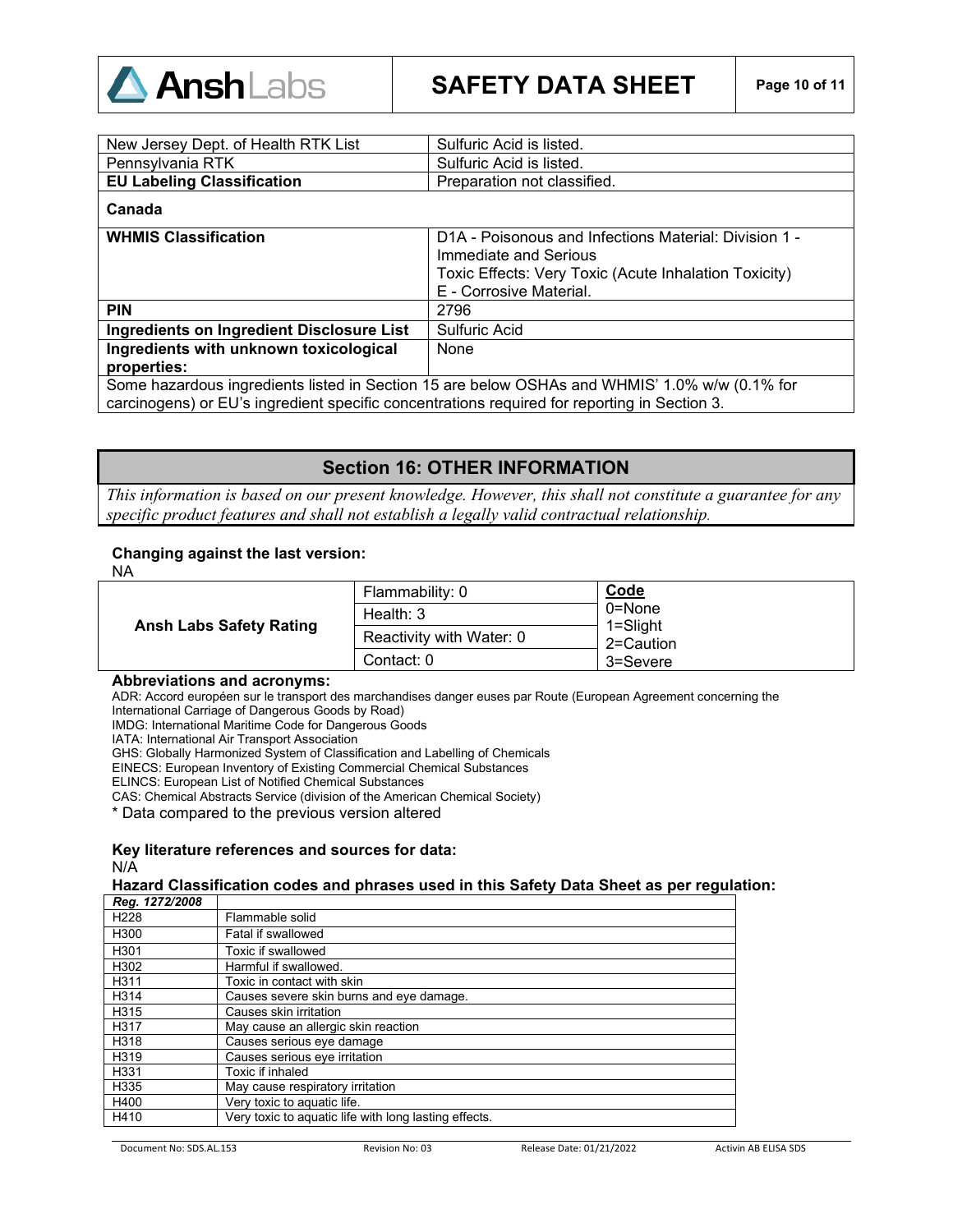| | |
|---|---|
| New Jersey Dept. of Health RTK List | Sulfuric Acid is listed. |
| Pennsylvania RTK | Sulfuric Acid is listed. |
| **EU Labeling Classification** | Preparation not classified. |
| **Canada** | |
| **WHMIS Classification** | D1A - Poisonous and Infections Material: Division 1 - Immediate and Serious<br>Toxic Effects: Very Toxic (Acute Inhalation Toxicity)<br>E - Corrosive Material. |
| **PIN** | 2796 |
| **Ingredients on Ingredient Disclosure List** | Sulfuric Acid |
| **Ingredients with unknown toxicological properties:** | None |
| Some hazardous ingredients listed in Section 15 are below OSHAs and WHMIS' 1.0% w/w (0.1% for carcinogens) or EU's ingredient specific concentrations required for reporting in Section 3. | |

## Section 16: OTHER INFORMATION

*This information is based on our present knowledge. However, this shall not constitute a guarantee for any specific product features and shall not establish a legally valid contractual relationship.*

**Changing against the last version:**
NA

| | | |
|---|---|---|
| **Ansh Labs Safety Rating** | Flammability: 0 | **Code** |
| | Health: 3 | 0=None<br>1=Slight |
| | Reactivity with Water: 0 | 2=Caution |
| | Contact: 0 | 3=Severe |

**Abbreviations and acronyms:**

ADR: Accord européen sur le transport des marchandises danger euses par Route (European Agreement concerning the International Carriage of Dangerous Goods by Road)
IMDG: International Maritime Code for Dangerous Goods
IATA: International Air Transport Association
GHS: Globally Harmonized System of Classification and Labelling of Chemicals
EINECS: European Inventory of Existing Commercial Chemical Substances
ELINCS: European List of Notified Chemical Substances
CAS: Chemical Abstracts Service (division of the American Chemical Society)
* Data compared to the previous version altered

**Key literature references and sources for data:**
N/A

**Hazard Classification codes and phrases used in this Safety Data Sheet as per regulation:**

| *Reg. 1272/2008* | |
|---|---|
| H228 | Flammable solid |
| H300 | Fatal if swallowed |
| H301 | Toxic if swallowed |
| H302 | Harmful if swallowed. |
| H311 | Toxic in contact with skin |
| H314 | Causes severe skin burns and eye damage. |
| H315 | Causes skin irritation |
| H317 | May cause an allergic skin reaction |
| H318 | Causes serious eye damage |
| H319 | Causes serious eye irritation |
| H331 | Toxic if inhaled |
| H335 | May cause respiratory irritation |
| H400 | Very toxic to aquatic life. |
| H410 | Very toxic to aquatic life with long lasting effects. |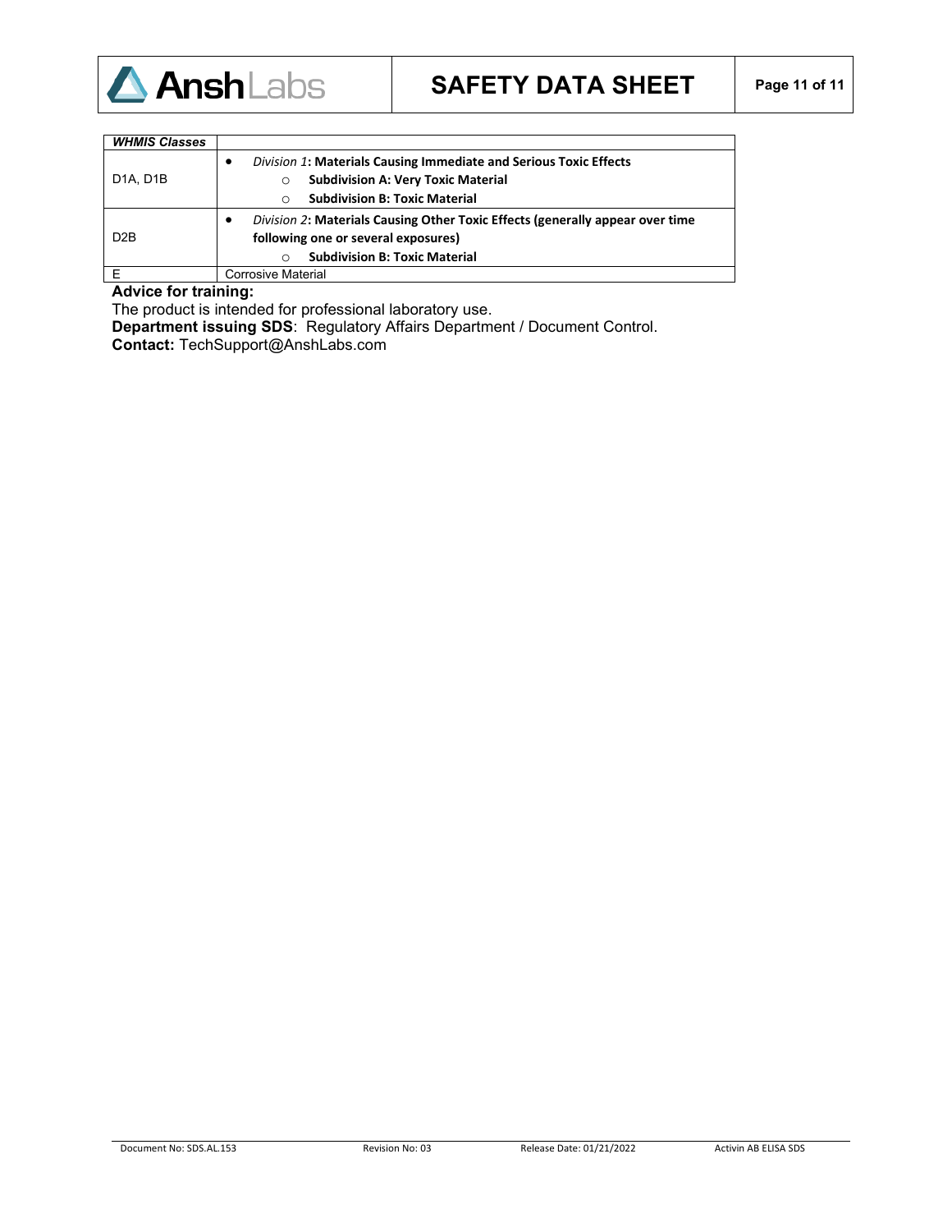| *WHMIS Classes* | |
|---|---|
| D1A, D1B | • *Division 1*: **Materials Causing Immediate and Serious Toxic Effects**<br>○ **Subdivision A: Very Toxic Material**<br>○ **Subdivision B: Toxic Material** |
| D2B | • *Division 2*: **Materials Causing Other Toxic Effects (generally appear over time following one or several exposures)**<br>○ **Subdivision B: Toxic Material** |
| E | Corrosive Material |

**Advice for training:**

The product is intended for professional laboratory use.

**Department issuing SDS**: Regulatory Affairs Department / Document Control.

**Contact:** TechSupport@AnshLabs.com